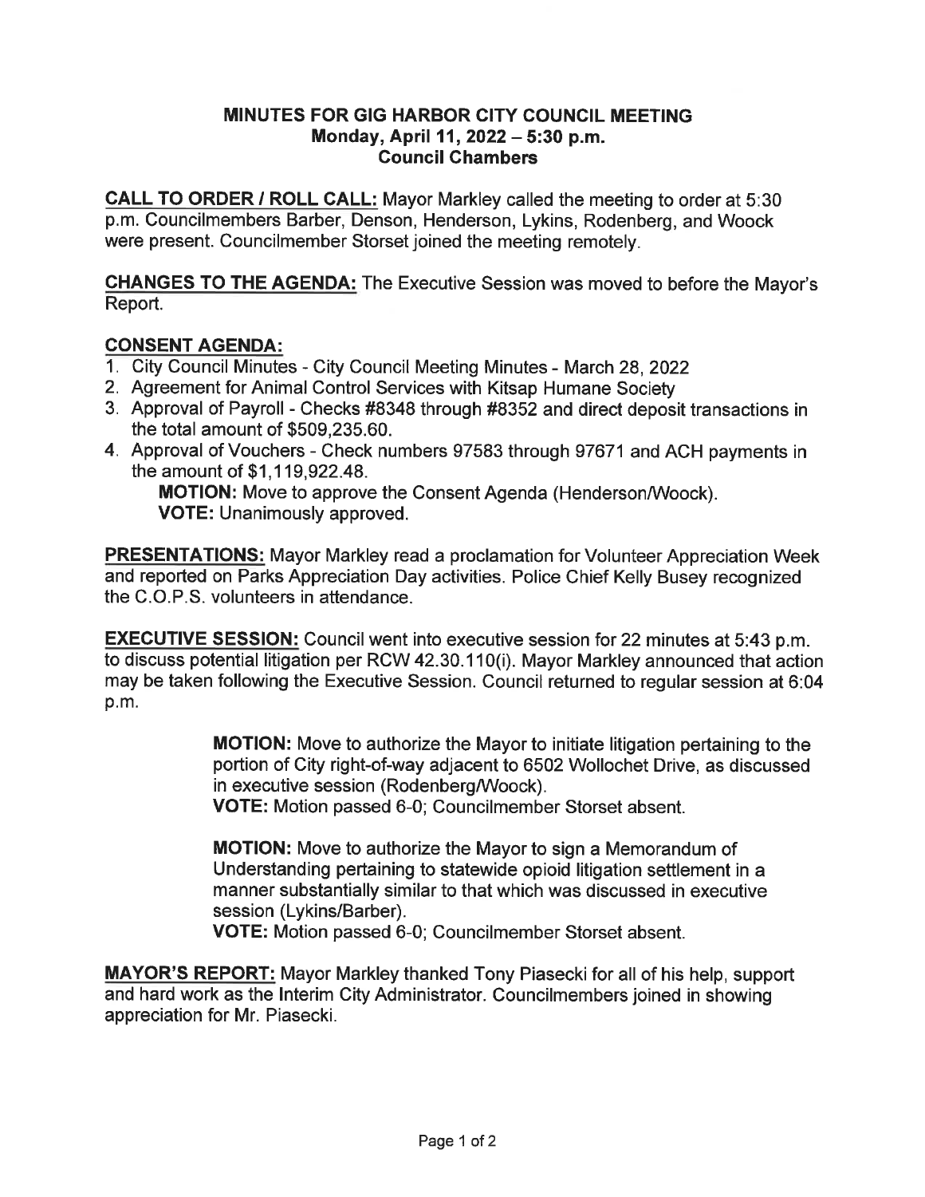# MINUTES FOR GIG HARBOR CITY COUNCIL MEETING
## Monday, April 11, 2022 – 5:30 p.m.
## Council Chambers

**CALL TO ORDER / ROLL CALL:** Mayor Markley called the meeting to order at 5:30 p.m. Councilmembers Barber, Denson, Henderson, Lykins, Rodenberg, and Woock were present. Councilmember Storset joined the meeting remotely.

**CHANGES TO THE AGENDA:** The Executive Session was moved to before the Mayor's Report.

**CONSENT AGENDA:**

1. City Council Minutes - City Council Meeting Minutes - March 28, 2022
2. Agreement for Animal Control Services with Kitsap Humane Society
3. Approval of Payroll - Checks #8348 through #8352 and direct deposit transactions in the total amount of $509,235.60.
4. Approval of Vouchers - Check numbers 97583 through 97671 and ACH payments in the amount of $1,119,922.48.

   **MOTION:** Move to approve the Consent Agenda (Henderson/Woock).
   **VOTE:** Unanimously approved.

**PRESENTATIONS:** Mayor Markley read a proclamation for Volunteer Appreciation Week and reported on Parks Appreciation Day activities. Police Chief Kelly Busey recognized the C.O.P.S. volunteers in attendance.

**EXECUTIVE SESSION:** Council went into executive session for 22 minutes at 5:43 p.m. to discuss potential litigation per RCW 42.30.110(i). Mayor Markley announced that action may be taken following the Executive Session. Council returned to regular session at 6:04 p.m.

> **MOTION:** Move to authorize the Mayor to initiate litigation pertaining to the portion of City right-of-way adjacent to 6502 Wollochet Drive, as discussed in executive session (Rodenberg/Woock).
> **VOTE:** Motion passed 6-0; Councilmember Storset absent.
>
> **MOTION:** Move to authorize the Mayor to sign a Memorandum of Understanding pertaining to statewide opioid litigation settlement in a manner substantially similar to that which was discussed in executive session (Lykins/Barber).
> **VOTE:** Motion passed 6-0; Councilmember Storset absent.

**MAYOR'S REPORT:** Mayor Markley thanked Tony Piasecki for all of his help, support and hard work as the Interim City Administrator. Councilmembers joined in showing appreciation for Mr. Piasecki.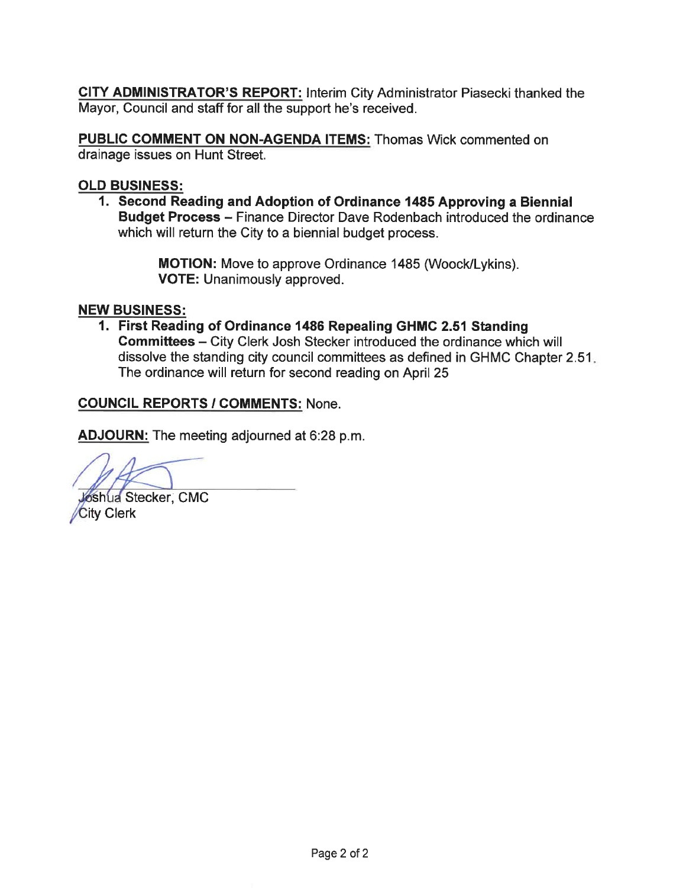**CITY ADMINISTRATOR'S REPORT:** Interim City Administrator Piasecki thanked the Mayor, Council and staff for all the support he's received.

**PUBLIC COMMENT ON NON-AGENDA ITEMS:** Thomas Wick commented on drainage issues on Hunt Street.

**OLD BUSINESS:**

1. **Second Reading and Adoption of Ordinance 1485 Approving a Biennial Budget Process** – Finance Director Dave Rodenbach introduced the ordinance which will return the City to a biennial budget process.

   **MOTION:** Move to approve Ordinance 1485 (Woock/Lykins).
   **VOTE:** Unanimously approved.

**NEW BUSINESS:**

1. **First Reading of Ordinance 1486 Repealing GHMC 2.51 Standing Committees** – City Clerk Josh Stecker introduced the ordinance which will dissolve the standing city council committees as defined in GHMC Chapter 2.51. The ordinance will return for second reading on April 25

**COUNCIL REPORTS / COMMENTS:** None.

**ADJOURN:** The meeting adjourned at 6:28 p.m.

Joshua Stecker, CMC
City Clerk